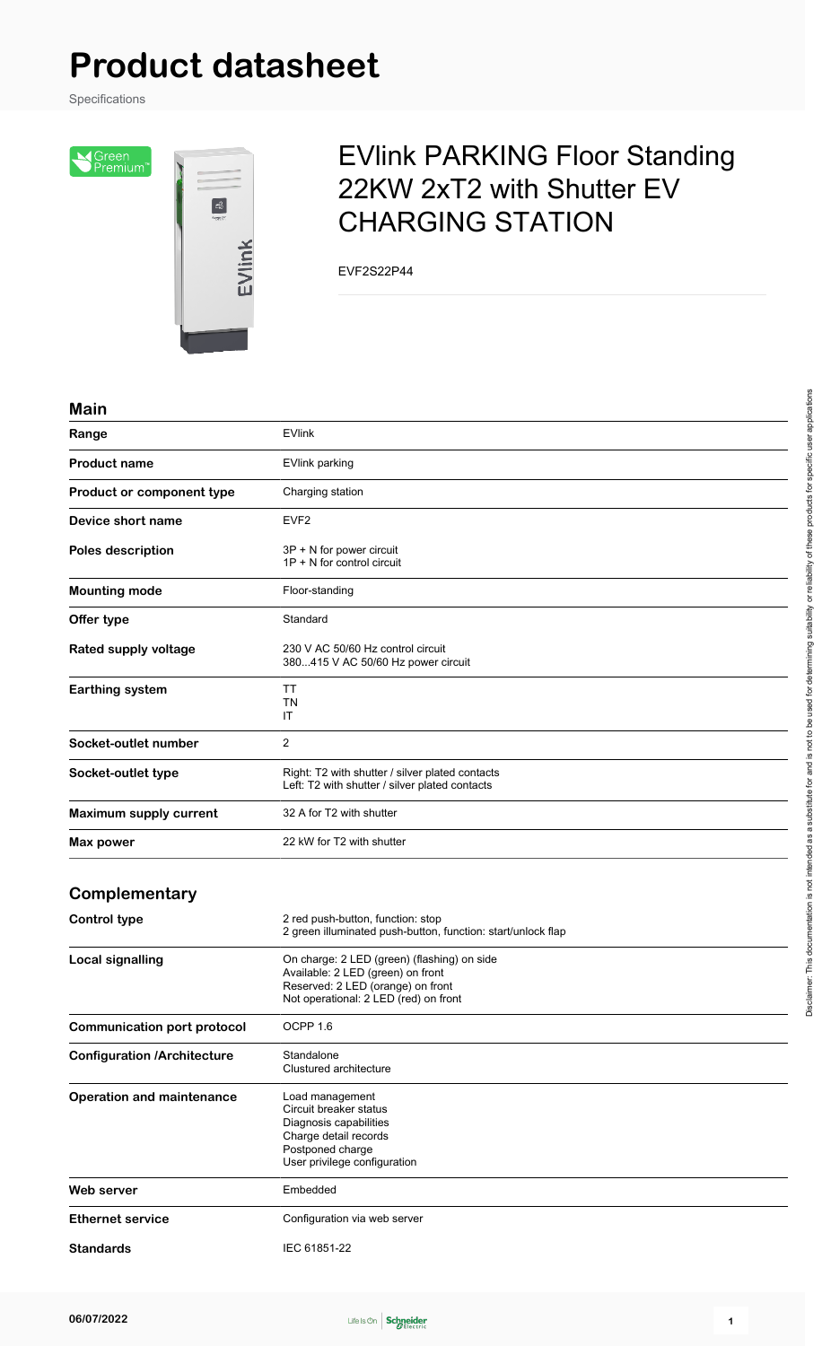# Product datasheet

Specifications

## EVlink PARKING Floor Standing 22KW 2xT2 with Shutter EV CHARGING STATION

EVF2S22P44

### Main

| | |
|---|---|
| **Range** | EVlink |
| **Product name** | EVlink parking |
| **Product or component type** | Charging station |
| **Device short name** | EVF2 |
| **Poles description** | 3P + N for power circuit<br>1P + N for control circuit |
| **Mounting mode** | Floor-standing |
| **Offer type** | Standard |
| **Rated supply voltage** | 230 V AC 50/60 Hz control circuit<br>380...415 V AC 50/60 Hz power circuit |
| **Earthing system** | TT<br>TN<br>IT |
| **Socket-outlet number** | 2 |
| **Socket-outlet type** | Right: T2 with shutter / silver plated contacts<br>Left: T2 with shutter / silver plated contacts |
| **Maximum supply current** | 32 A for T2 with shutter |
| **Max power** | 22 kW for T2 with shutter |

### Complementary

| | |
|---|---|
| **Control type** | 2 red push-button, function: stop<br>2 green illuminated push-button, function: start/unlock flap |
| **Local signalling** | On charge: 2 LED (green) (flashing) on side<br>Available: 2 LED (green) on front<br>Reserved: 2 LED (orange) on front<br>Not operational: 2 LED (red) on front |
| **Communication port protocol** | OCPP 1.6 |
| **Configuration /Architecture** | Standalone<br>Clustured architecture |
| **Operation and maintenance** | Load management<br>Circuit breaker status<br>Diagnosis capabilities<br>Charge detail records<br>Postponed charge<br>User privilege configuration |
| **Web server** | Embedded |
| **Ethernet service** | Configuration via web server |
| **Standards** | IEC 61851-22 |

06/07/2022

Disclaimer: This documentation is not intended as a substitute for and is not to be used for determining suitability or reliability of these products for specific user applications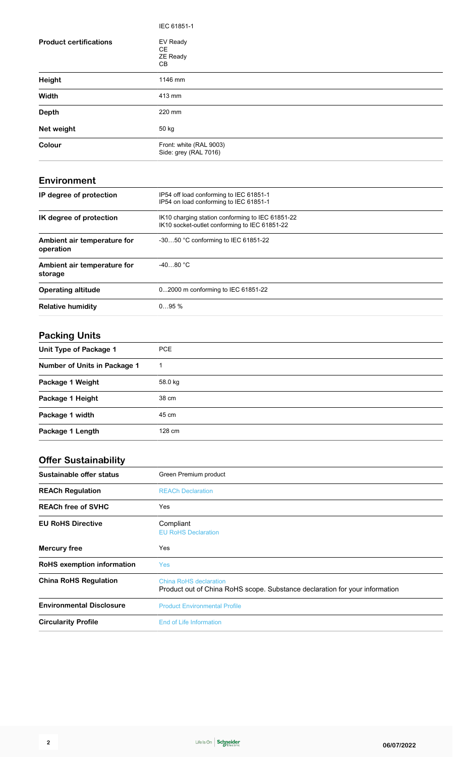| | |
|---|---|
| | IEC 61851-1 |
| **Product certifications** | EV Ready<br>CE<br>ZE Ready<br>CB |
| **Height** | 1146 mm |
| **Width** | 413 mm |
| **Depth** | 220 mm |
| **Net weight** | 50 kg |
| **Colour** | Front: white (RAL 9003)<br>Side: grey (RAL 7016) |

## Environment

| | |
|---|---|
| **IP degree of protection** | IP54 off load conforming to IEC 61851-1<br>IP54 on load conforming to IEC 61851-1 |
| **IK degree of protection** | IK10 charging station conforming to IEC 61851-22<br>IK10 socket-outlet conforming to IEC 61851-22 |
| **Ambient air temperature for operation** | -30…50 °C conforming to IEC 61851-22 |
| **Ambient air temperature for storage** | -40…80 °C |
| **Operating altitude** | 0...2000 m conforming to IEC 61851-22 |
| **Relative humidity** | 0…95 % |

## Packing Units

| | |
|---|---|
| **Unit Type of Package 1** | PCE |
| **Number of Units in Package 1** | 1 |
| **Package 1 Weight** | 58.0 kg |
| **Package 1 Height** | 38 cm |
| **Package 1 width** | 45 cm |
| **Package 1 Length** | 128 cm |

## Offer Sustainability

| | |
|---|---|
| **Sustainable offer status** | Green Premium product |
| **REACh Regulation** | REACh Declaration |
| **REACh free of SVHC** | Yes |
| **EU RoHS Directive** | Compliant<br>EU RoHS Declaration |
| **Mercury free** | Yes |
| **RoHS exemption information** | Yes |
| **China RoHS Regulation** | China RoHS declaration<br>Product out of China RoHS scope. Substance declaration for your information |
| **Environmental Disclosure** | Product Environmental Profile |
| **Circularity Profile** | End of Life Information |

06/07/2022